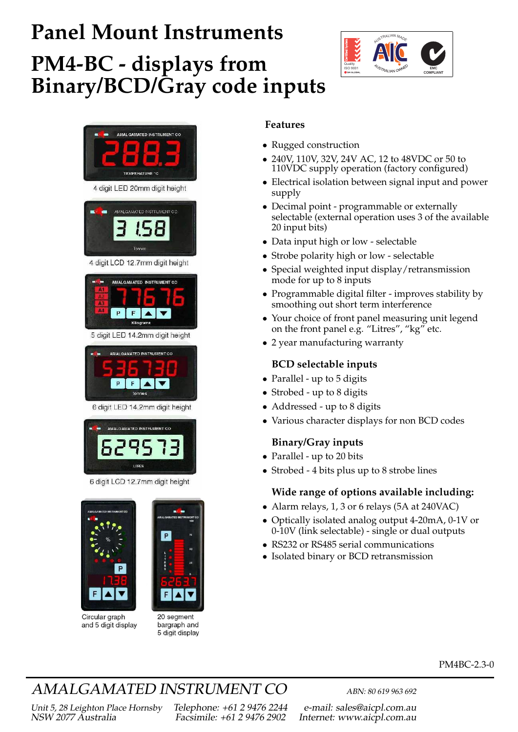# Panel Mount Instruments

# PM4-BC - displays from Binary/BCD/Gray code inputs

4 digit LED 20mm digit height

4 digit LCD 12.7mm digit height

5 digit LED 14.2mm digit height

6 digit LED 14.2mm digit height

6 digit LCD 12.7mm digit height

Circular graph and 5 digit display

20 segment bargraph and 5 digit display

## Features

- Rugged construction
- 240V, 110V, 32V, 24V AC, 12 to 48VDC or 50 to 110VDC supply operation (factory configured)
- Electrical isolation between signal input and power supply
- Decimal point - programmable or externally selectable (external operation uses 3 of the available 20 input bits)
- Data input high or low - selectable
- Strobe polarity high or low - selectable
- Special weighted input display/retransmission mode for up to 8 inputs
- Programmable digital filter - improves stability by smoothing out short term interference
- Your choice of front panel measuring unit legend on the front panel e.g. “Litres”, “kg” etc.
- 2 year manufacturing warranty

### BCD selectable inputs

- Parallel - up to 5 digits
- Strobed - up to 8 digits
- Addressed - up to 8 digits
- Various character displays for non BCD codes

### Binary/Gray inputs

- Parallel - up to 20 bits
- Strobed - 4 bits plus up to 8 strobe lines

### Wide range of options available including:

- Alarm relays, 1, 3 or 6 relays (5A at 240VAC)
- Optically isolated analog output 4-20mA, 0-1V or 0-10V (link selectable) - single or dual outputs
- RS232 or RS485 serial communications
- Isolated binary or BCD retransmission

PM4BC-2.3-0

*AMALGAMATED INSTRUMENT CO* — *ABN: 80 619 963 692*

*Unit 5, 28 Leighton Place Hornsby NSW 2077 Australia*
*Telephone: +61 2 9476 2244 Facsimile: +61 2 9476 2902*
*e-mail: sales@aicpl.com.au Internet: www.aicpl.com.au*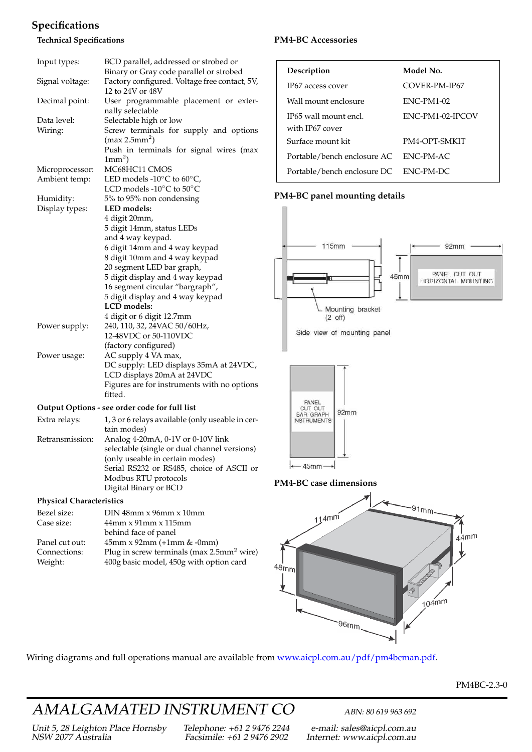## Specifications

### Technical Specifications

| | |
|---|---|
| Input types: | BCD parallel, addressed or strobed or Binary or Gray code parallel or strobed |
| Signal voltage: | Factory configured. Voltage free contact, 5V, 12 to 24V or 48V |
| Decimal point: | User programmable placement or externally selectable |
| Data level: | Selectable high or low |
| Wiring: | Screw terminals for supply and options (max 2.5mm$^2$) Push in terminals for signal wires (max 1mm$^2$) |
| Microprocessor: | MC68HC11 CMOS |
| Ambient temp: | LED models -10°C to 60°C, LCD models -10°C to 50°C |
| Humidity: | 5% to 95% non condensing |
| Display types: | **LED models:** 4 digit 20mm, 5 digit 14mm, status LEDs and 4 way keypad. 6 digit 14mm and 4 way keypad 8 digit 10mm and 4 way keypad 20 segment LED bar graph, 5 digit display and 4 way keypad 16 segment circular "bargraph", 5 digit display and 4 way keypad **LCD models:** 4 digit or 6 digit 12.7mm |
| Power supply: | 240, 110, 32, 24VAC 50/60Hz, 12-48VDC or 50-110VDC (factory configured) |
| Power usage: | AC supply 4 VA max, DC supply: LED displays 35mA at 24VDC, LCD displays 20mA at 24VDC Figures are for instruments with no options fitted. |

### Output Options - see order code for full list

| | |
|---|---|
| Extra relays: | 1, 3 or 6 relays available (only useable in certain modes) |
| Retransmission: | Analog 4-20mA, 0-1V or 0-10V link selectable (single or dual channel versions) (only useable in certain modes) Serial RS232 or RS485, choice of ASCII or Modbus RTU protocols Digital Binary or BCD |

### Physical Characteristics

| | |
|---|---|
| Bezel size: | DIN 48mm x 96mm x 10mm |
| Case size: | 44mm x 91mm x 115mm behind face of panel |
| Panel cut out: | 45mm x 92mm (+1mm & -0mm) |
| Connections: | Plug in screw terminals (max 2.5mm$^2$ wire) |
| Weight: | 400g basic model, 450g with option card |

### PM4-BC Accessories

| Description | Model No. |
|---|---|
| IP67 access cover | COVER-PM-IP67 |
| Wall mount enclosure | ENC-PM1-02 |
| IP65 wall mount encl. with IP67 cover | ENC-PM1-02-IPCOV |
| Surface mount kit | PM4-OPT-SMKIT |
| Portable/bench enclosure AC | ENC-PM-AC |
| Portable/bench enclosure DC | ENC-PM-DC |

### PM4-BC panel mounting details

115mm; 45mm; 92mm; PANEL CUT OUT HORIZONTAL MOUNTING; Mounting bracket (2 off); Side view of mounting panel

PANEL CUT OUT BAR GRAPH INSTRUMENTS; 92mm; 45mm

### PM4-BC case dimensions

114mm; 91mm; 44mm; 48mm; 104mm; 96mm

Wiring diagrams and full operations manual are available from www.aicpl.com.au/pdf/pm4bcman.pdf.

PM4BC-2.3-0

*AMALGAMATED INSTRUMENT CO* — *ABN: 80 619 963 692*

*Unit 5, 28 Leighton Place Hornsby NSW 2077 Australia* — *Telephone: +61 2 9476 2244 Facsimile: +61 2 9476 2902* — *e-mail: sales@aicpl.com.au Internet: www.aicpl.com.au*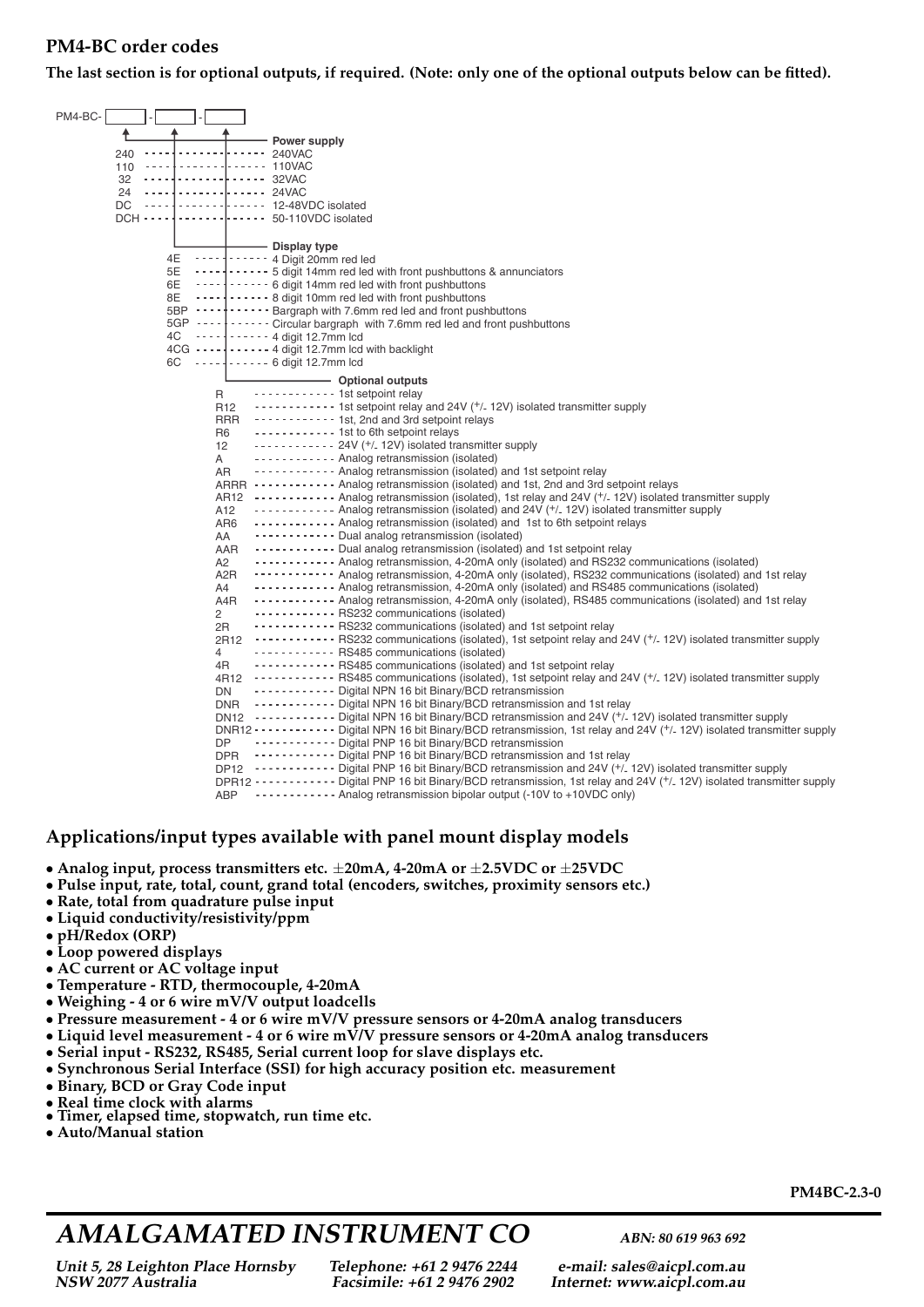## PM4-BC order codes

**The last section is for optional outputs, if required. (Note: only one of the optional outputs below can be fitted).**

PM4-BC- [ ] - [ ] - [ ]

**Power supply**

| Code | Description |
|---|---|
| 240 | 240VAC |
| 110 | 110VAC |
| 32 | 32VAC |
| 24 | 24VAC |
| DC | 12-48VDC isolated |
| DCH | 50-110VDC isolated |

**Display type**

| Code | Description |
|---|---|
| 4E | 4 Digit 20mm red led |
| 5E | 5 digit 14mm red led with front pushbuttons & annunciators |
| 6E | 6 digit 14mm red led with front pushbuttons |
| 8E | 8 digit 10mm red led with front pushbuttons |
| 5BP | Bargraph with 7.6mm red led and front pushbuttons |
| 5GP | Circular bargraph with 7.6mm red led and front pushbuttons |
| 4C | 4 digit 12.7mm lcd |
| 4CG | 4 digit 12.7mm lcd with backlight |
| 6C | 6 digit 12.7mm lcd |

**Optional outputs**

| Code | Description |
|---|---|
| R | 1st setpoint relay |
| R12 | 1st setpoint relay and 24V (+/- 12V) isolated transmitter supply |
| RRR | 1st, 2nd and 3rd setpoint relays |
| R6 | 1st to 6th setpoint relays |
| 12 | 24V (+/- 12V) isolated transmitter supply |
| A | Analog retransmission (isolated) |
| AR | Analog retransmission (isolated) and 1st setpoint relay |
| ARRR | Analog retransmission (isolated) and 1st, 2nd and 3rd setpoint relays |
| AR12 | Analog retransmission (isolated), 1st relay and 24V (+/- 12V) isolated transmitter supply |
| A12 | Analog retransmission (isolated) and 24V (+/- 12V) isolated transmitter supply |
| AR6 | Analog retransmission (isolated) and 1st to 6th setpoint relays |
| AA | Dual analog retransmission (isolated) |
| AAR | Dual analog retransmission (isolated) and 1st setpoint relay |
| A2 | Analog retransmission, 4-20mA only (isolated) and RS232 communications (isolated) |
| A2R | Analog retransmission, 4-20mA only (isolated), RS232 communications (isolated) and 1st relay |
| A4 | Analog retransmission, 4-20mA only (isolated) and RS485 communications (isolated) |
| A4R | Analog retransmission, 4-20mA only (isolated), RS485 communications (isolated) and 1st relay |
| 2 | RS232 communications (isolated) |
| 2R | RS232 communications (isolated) and 1st setpoint relay |
| 2R12 | RS232 communications (isolated), 1st setpoint relay and 24V (+/- 12V) isolated transmitter supply |
| 4 | RS485 communications (isolated) |
| 4R | RS485 communications (isolated) and 1st setpoint relay |
| 4R12 | RS485 communications (isolated), 1st setpoint relay and 24V (+/- 12V) isolated transmitter supply |
| DN | Digital NPN 16 bit Binary/BCD retransmission |
| DNR | Digital NPN 16 bit Binary/BCD retransmission and 1st relay |
| DN12 | Digital NPN 16 bit Binary/BCD retransmission and 24V (+/- 12V) isolated transmitter supply |
| DNR12 | Digital NPN 16 bit Binary/BCD retransmission, 1st relay and 24V (+/- 12V) isolated transmitter supply |
| DP | Digital PNP 16 bit Binary/BCD retransmission |
| DPR | Digital PNP 16 bit Binary/BCD retransmission and 1st relay |
| DP12 | Digital PNP 16 bit Binary/BCD retransmission and 24V (+/- 12V) isolated transmitter supply |
| DPR12 | Digital PNP 16 bit Binary/BCD retransmission, 1st relay and 24V (+/- 12V) isolated transmitter supply |
| ABP | Analog retransmission bipolar output (-10V to +10VDC only) |

## Applications/input types available with panel mount display models

- **Analog input, process transmitters etc. ±20mA, 4-20mA or ±2.5VDC or ±25VDC**
- **Pulse input, rate, total, count, grand total (encoders, switches, proximity sensors etc.)**
- **Rate, total from quadrature pulse input**
- **Liquid conductivity/resistivity/ppm**
- **pH/Redox (ORP)**
- **Loop powered displays**
- **AC current or AC voltage input**
- **Temperature - RTD, thermocouple, 4-20mA**
- **Weighing - 4 or 6 wire mV/V output loadcells**
- **Pressure measurement - 4 or 6 wire mV/V pressure sensors or 4-20mA analog transducers**
- **Liquid level measurement - 4 or 6 wire mV/V pressure sensors or 4-20mA analog transducers**
- **Serial input - RS232, RS485, Serial current loop for slave displays etc.**
- **Synchronous Serial Interface (SSI) for high accuracy position etc. measurement**
- **Binary, BCD or Gray Code input**
- **Real time clock with alarms**
- **Timer, elapsed time, stopwatch, run time etc.**
- **Auto/Manual station**

**PM4BC-2.3-0**

# *AMALGAMATED INSTRUMENT CO*

***ABN: 80 619 963 692***

*Unit 5, 28 Leighton Place Hornsby NSW 2077 Australia*
*Telephone: +61 2 9476 2244*
*Facsimile: +61 2 9476 2902*
*e-mail: sales@aicpl.com.au*
*Internet: www.aicpl.com.au*